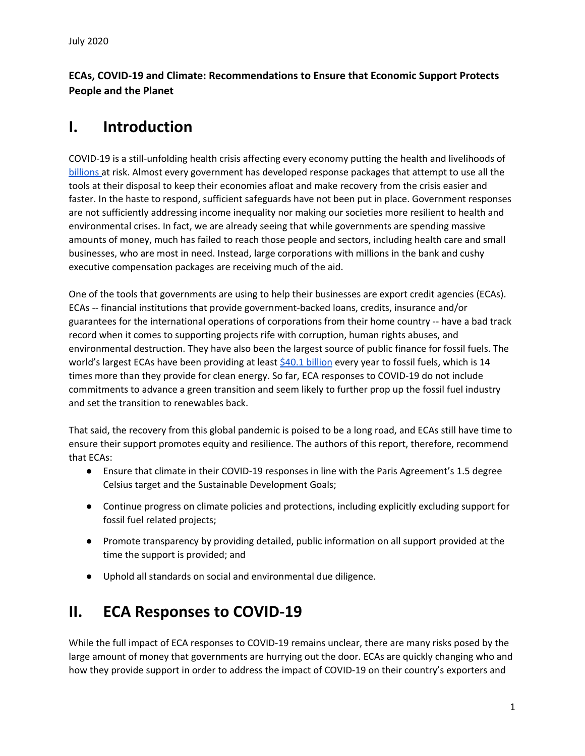July 2020

**ECAs, COVID-19 and Climate: Recommendations to Ensure that Economic Support Protects People and the Planet**

# I. Introduction

COVID-19 is a still-unfolding health crisis affecting every economy putting the health and livelihoods of billions at risk. Almost every government has developed response packages that attempt to use all the tools at their disposal to keep their economies afloat and make recovery from the crisis easier and faster. In the haste to respond, sufficient safeguards have not been put in place. Government responses are not sufficiently addressing income inequality nor making our societies more resilient to health and environmental crises. In fact, we are already seeing that while governments are spending massive amounts of money, much has failed to reach those people and sectors, including health care and small businesses, who are most in need. Instead, large corporations with millions in the bank and cushy executive compensation packages are receiving much of the aid.

One of the tools that governments are using to help their businesses are export credit agencies (ECAs). ECAs -- financial institutions that provide government-backed loans, credits, insurance and/or guarantees for the international operations of corporations from their home country -- have a bad track record when it comes to supporting projects rife with corruption, human rights abuses, and environmental destruction. They have also been the largest source of public finance for fossil fuels. The world's largest ECAs have been providing at least $40.1 billion every year to fossil fuels, which is 14 times more than they provide for clean energy. So far, ECA responses to COVID-19 do not include commitments to advance a green transition and seem likely to further prop up the fossil fuel industry and set the transition to renewables back.

That said, the recovery from this global pandemic is poised to be a long road, and ECAs still have time to ensure their support promotes equity and resilience. The authors of this report, therefore, recommend that ECAs:

- Ensure that climate in their COVID-19 responses in line with the Paris Agreement's 1.5 degree Celsius target and the Sustainable Development Goals;
- Continue progress on climate policies and protections, including explicitly excluding support for fossil fuel related projects;
- Promote transparency by providing detailed, public information on all support provided at the time the support is provided; and
- Uphold all standards on social and environmental due diligence.

# II. ECA Responses to COVID-19

While the full impact of ECA responses to COVID-19 remains unclear, there are many risks posed by the large amount of money that governments are hurrying out the door. ECAs are quickly changing who and how they provide support in order to address the impact of COVID-19 on their country's exporters and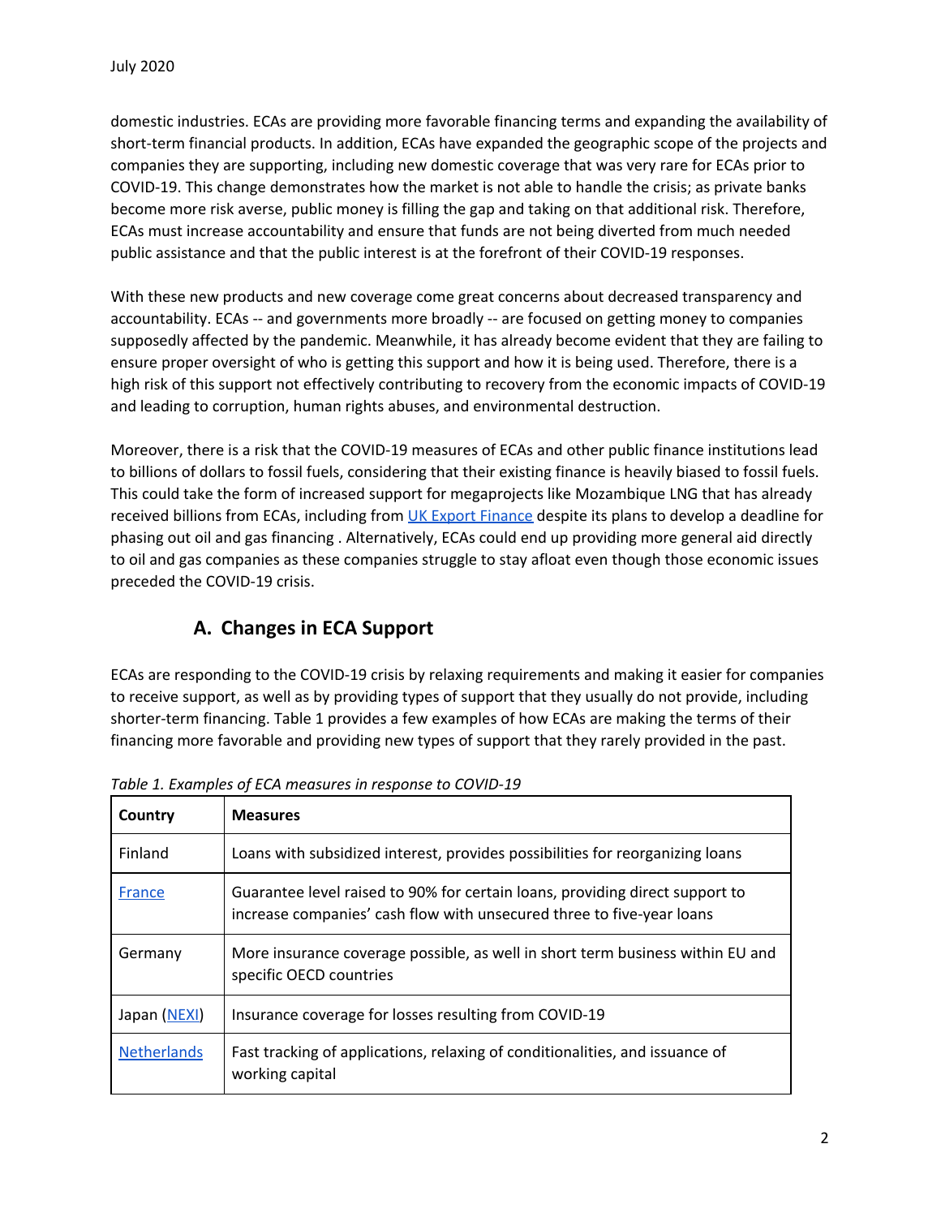domestic industries. ECAs are providing more favorable financing terms and expanding the availability of short-term financial products. In addition, ECAs have expanded the geographic scope of the projects and companies they are supporting, including new domestic coverage that was very rare for ECAs prior to COVID-19. This change demonstrates how the market is not able to handle the crisis; as private banks become more risk averse, public money is filling the gap and taking on that additional risk. Therefore, ECAs must increase accountability and ensure that funds are not being diverted from much needed public assistance and that the public interest is at the forefront of their COVID-19 responses.

With these new products and new coverage come great concerns about decreased transparency and accountability. ECAs -- and governments more broadly -- are focused on getting money to companies supposedly affected by the pandemic. Meanwhile, it has already become evident that they are failing to ensure proper oversight of who is getting this support and how it is being used. Therefore, there is a high risk of this support not effectively contributing to recovery from the economic impacts of COVID-19 and leading to corruption, human rights abuses, and environmental destruction.

Moreover, there is a risk that the COVID-19 measures of ECAs and other public finance institutions lead to billions of dollars to fossil fuels, considering that their existing finance is heavily biased to fossil fuels. This could take the form of increased support for megaprojects like Mozambique LNG that has already received billions from ECAs, including from UK Export Finance despite its plans to develop a deadline for phasing out oil and gas financing . Alternatively, ECAs could end up providing more general aid directly to oil and gas companies as these companies struggle to stay afloat even though those economic issues preceded the COVID-19 crisis.

## A. Changes in ECA Support

ECAs are responding to the COVID-19 crisis by relaxing requirements and making it easier for companies to receive support, as well as by providing types of support that they usually do not provide, including shorter-term financing. Table 1 provides a few examples of how ECAs are making the terms of their financing more favorable and providing new types of support that they rarely provided in the past.

*Table 1. Examples of ECA measures in response to COVID-19*

| Country | Measures |
|---|---|
| Finland | Loans with subsidized interest, provides possibilities for reorganizing loans |
| France | Guarantee level raised to 90% for certain loans, providing direct support to increase companies' cash flow with unsecured three to five-year loans |
| Germany | More insurance coverage possible, as well in short term business within EU and specific OECD countries |
| Japan (NEXI) | Insurance coverage for losses resulting from COVID-19 |
| Netherlands | Fast tracking of applications, relaxing of conditionalities, and issuance of working capital |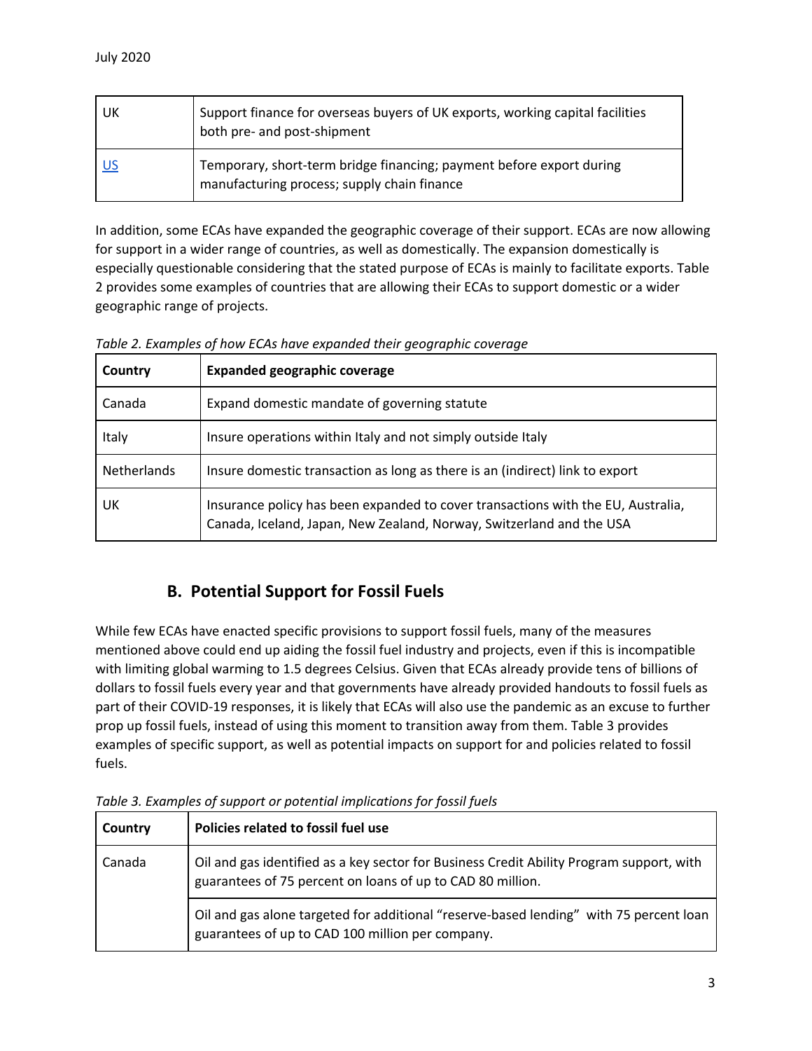| | |
|---|---|
| UK | Support finance for overseas buyers of UK exports, working capital facilities both pre- and post-shipment |
| US | Temporary, short-term bridge financing; payment before export during manufacturing process; supply chain finance |

In addition, some ECAs have expanded the geographic coverage of their support. ECAs are now allowing for support in a wider range of countries, as well as domestically. The expansion domestically is especially questionable considering that the stated purpose of ECAs is mainly to facilitate exports. Table 2 provides some examples of countries that are allowing their ECAs to support domestic or a wider geographic range of projects.

*Table 2. Examples of how ECAs have expanded their geographic coverage*

| Country | Expanded geographic coverage |
|---|---|
| Canada | Expand domestic mandate of governing statute |
| Italy | Insure operations within Italy and not simply outside Italy |
| Netherlands | Insure domestic transaction as long as there is an (indirect) link to export |
| UK | Insurance policy has been expanded to cover transactions with the EU, Australia, Canada, Iceland, Japan, New Zealand, Norway, Switzerland and the USA |

## B. Potential Support for Fossil Fuels

While few ECAs have enacted specific provisions to support fossil fuels, many of the measures mentioned above could end up aiding the fossil fuel industry and projects, even if this is incompatible with limiting global warming to 1.5 degrees Celsius. Given that ECAs already provide tens of billions of dollars to fossil fuels every year and that governments have already provided handouts to fossil fuels as part of their COVID-19 responses, it is likely that ECAs will also use the pandemic as an excuse to further prop up fossil fuels, instead of using this moment to transition away from them. Table 3 provides examples of specific support, as well as potential impacts on support for and policies related to fossil fuels.

*Table 3. Examples of support or potential implications for fossil fuels*

| Country | Policies related to fossil fuel use |
|---|---|
| Canada | Oil and gas identified as a key sector for Business Credit Ability Program support, with guarantees of 75 percent on loans of up to CAD 80 million. |
| | Oil and gas alone targeted for additional "reserve-based lending" with 75 percent loan guarantees of up to CAD 100 million per company. |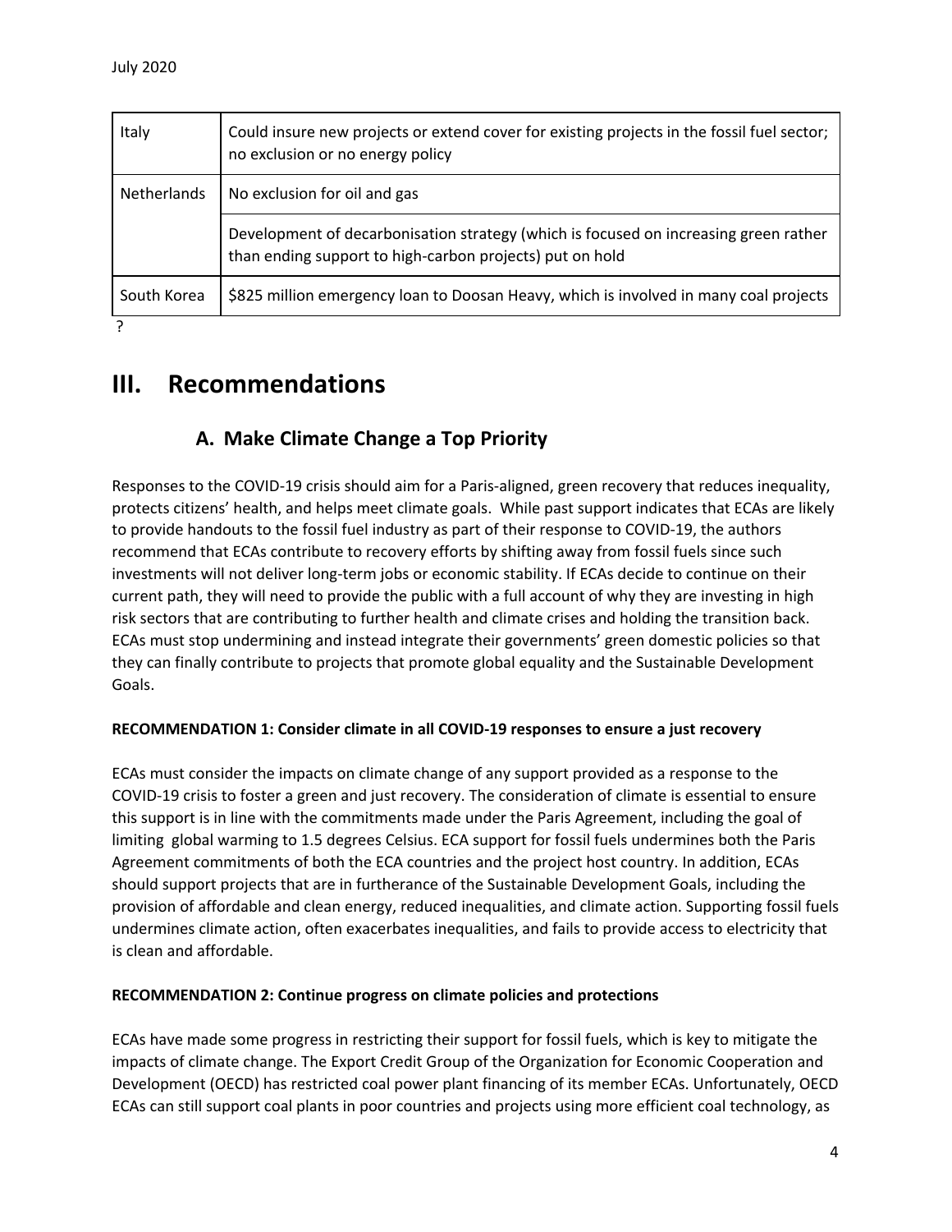| | |
|---|---|
| Italy | Could insure new projects or extend cover for existing projects in the fossil fuel sector; no exclusion or no energy policy |
| Netherlands | No exclusion for oil and gas |
| | Development of decarbonisation strategy (which is focused on increasing green rather than ending support to high-carbon projects) put on hold |
| South Korea | $825 million emergency loan to Doosan Heavy, which is involved in many coal projects |

?

# III. Recommendations

## A. Make Climate Change a Top Priority

Responses to the COVID-19 crisis should aim for a Paris-aligned, green recovery that reduces inequality, protects citizens' health, and helps meet climate goals. While past support indicates that ECAs are likely to provide handouts to the fossil fuel industry as part of their response to COVID-19, the authors recommend that ECAs contribute to recovery efforts by shifting away from fossil fuels since such investments will not deliver long-term jobs or economic stability. If ECAs decide to continue on their current path, they will need to provide the public with a full account of why they are investing in high risk sectors that are contributing to further health and climate crises and holding the transition back. ECAs must stop undermining and instead integrate their governments' green domestic policies so that they can finally contribute to projects that promote global equality and the Sustainable Development Goals.

**RECOMMENDATION 1: Consider climate in all COVID-19 responses to ensure a just recovery**

ECAs must consider the impacts on climate change of any support provided as a response to the COVID-19 crisis to foster a green and just recovery. The consideration of climate is essential to ensure this support is in line with the commitments made under the Paris Agreement, including the goal of limiting global warming to 1.5 degrees Celsius. ECA support for fossil fuels undermines both the Paris Agreement commitments of both the ECA countries and the project host country. In addition, ECAs should support projects that are in furtherance of the Sustainable Development Goals, including the provision of affordable and clean energy, reduced inequalities, and climate action. Supporting fossil fuels undermines climate action, often exacerbates inequalities, and fails to provide access to electricity that is clean and affordable.

**RECOMMENDATION 2: Continue progress on climate policies and protections**

ECAs have made some progress in restricting their support for fossil fuels, which is key to mitigate the impacts of climate change. The Export Credit Group of the Organization for Economic Cooperation and Development (OECD) has restricted coal power plant financing of its member ECAs. Unfortunately, OECD ECAs can still support coal plants in poor countries and projects using more efficient coal technology, as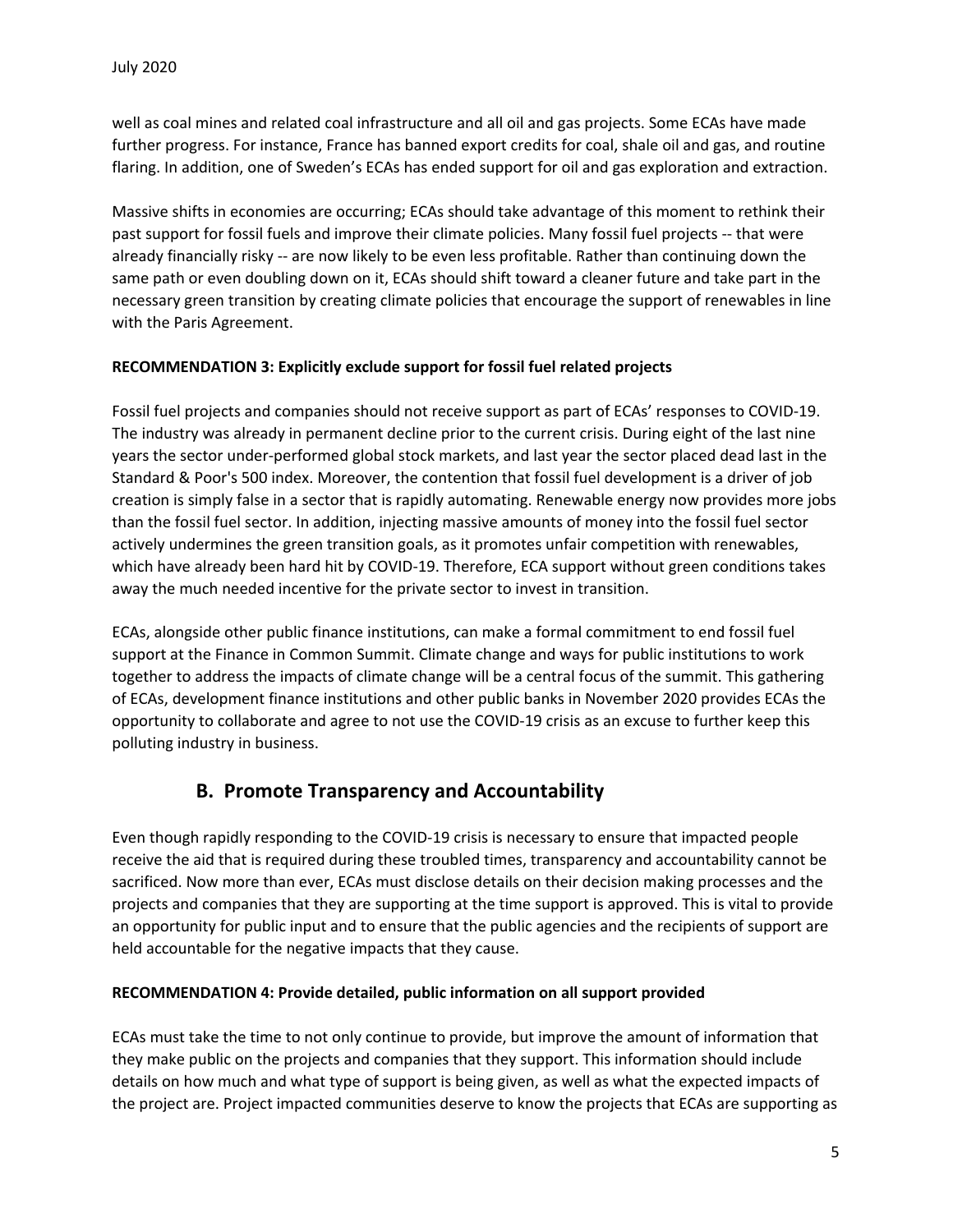well as coal mines and related coal infrastructure and all oil and gas projects. Some ECAs have made further progress. For instance, France has banned export credits for coal, shale oil and gas, and routine flaring. In addition, one of Sweden's ECAs has ended support for oil and gas exploration and extraction.

Massive shifts in economies are occurring; ECAs should take advantage of this moment to rethink their past support for fossil fuels and improve their climate policies. Many fossil fuel projects -- that were already financially risky -- are now likely to be even less profitable. Rather than continuing down the same path or even doubling down on it, ECAs should shift toward a cleaner future and take part in the necessary green transition by creating climate policies that encourage the support of renewables in line with the Paris Agreement.

**RECOMMENDATION 3: Explicitly exclude support for fossil fuel related projects**

Fossil fuel projects and companies should not receive support as part of ECAs' responses to COVID-19. The industry was already in permanent decline prior to the current crisis. During eight of the last nine years the sector under-performed global stock markets, and last year the sector placed dead last in the Standard & Poor's 500 index. Moreover, the contention that fossil fuel development is a driver of job creation is simply false in a sector that is rapidly automating. Renewable energy now provides more jobs than the fossil fuel sector. In addition, injecting massive amounts of money into the fossil fuel sector actively undermines the green transition goals, as it promotes unfair competition with renewables, which have already been hard hit by COVID-19. Therefore, ECA support without green conditions takes away the much needed incentive for the private sector to invest in transition.

ECAs, alongside other public finance institutions, can make a formal commitment to end fossil fuel support at the Finance in Common Summit. Climate change and ways for public institutions to work together to address the impacts of climate change will be a central focus of the summit. This gathering of ECAs, development finance institutions and other public banks in November 2020 provides ECAs the opportunity to collaborate and agree to not use the COVID-19 crisis as an excuse to further keep this polluting industry in business.

## B. Promote Transparency and Accountability

Even though rapidly responding to the COVID-19 crisis is necessary to ensure that impacted people receive the aid that is required during these troubled times, transparency and accountability cannot be sacrificed. Now more than ever, ECAs must disclose details on their decision making processes and the projects and companies that they are supporting at the time support is approved. This is vital to provide an opportunity for public input and to ensure that the public agencies and the recipients of support are held accountable for the negative impacts that they cause.

**RECOMMENDATION 4: Provide detailed, public information on all support provided**

ECAs must take the time to not only continue to provide, but improve the amount of information that they make public on the projects and companies that they support. This information should include details on how much and what type of support is being given, as well as what the expected impacts of the project are. Project impacted communities deserve to know the projects that ECAs are supporting as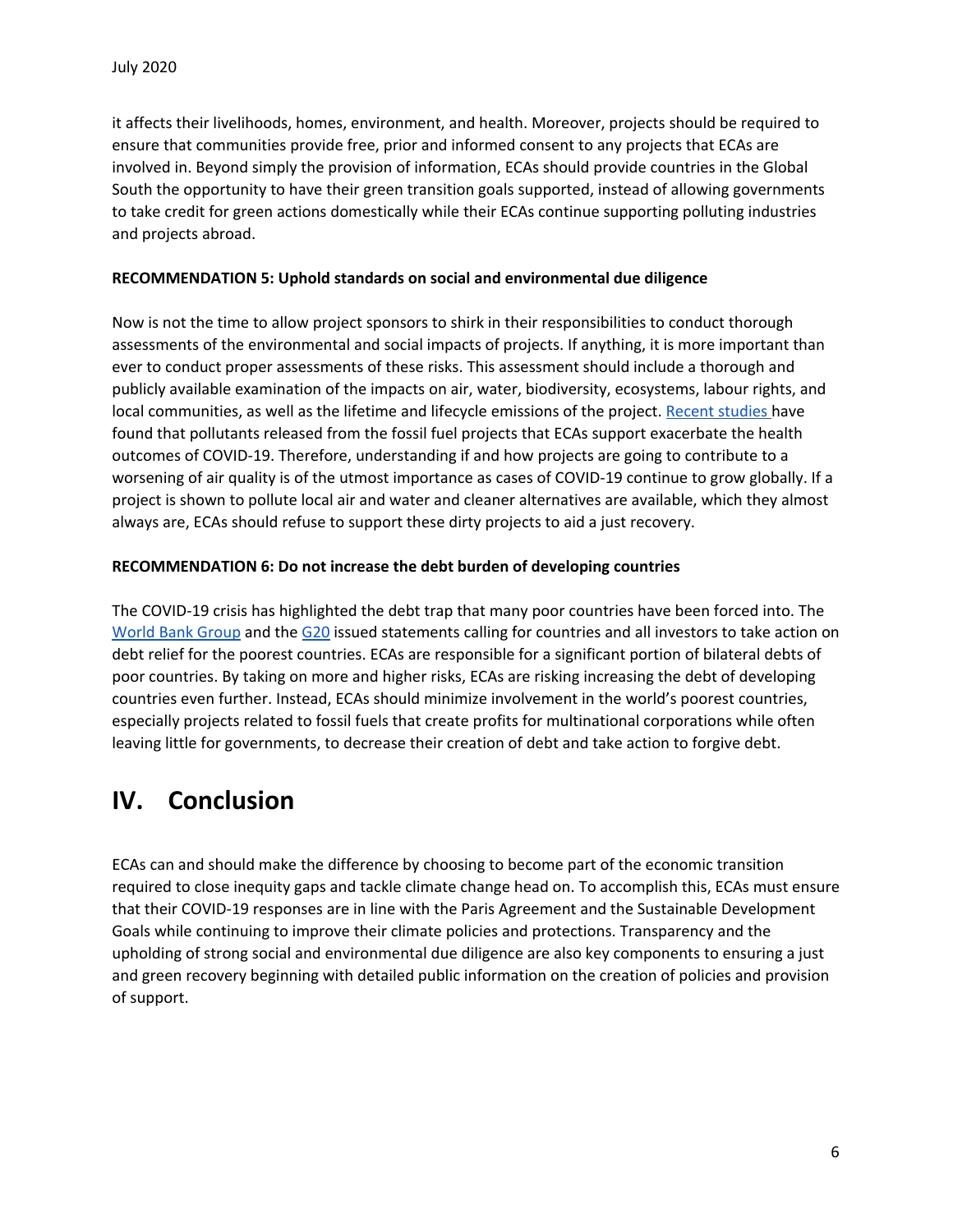it affects their livelihoods, homes, environment, and health. Moreover, projects should be required to ensure that communities provide free, prior and informed consent to any projects that ECAs are involved in. Beyond simply the provision of information, ECAs should provide countries in the Global South the opportunity to have their green transition goals supported, instead of allowing governments to take credit for green actions domestically while their ECAs continue supporting polluting industries and projects abroad.

**RECOMMENDATION 5: Uphold standards on social and environmental due diligence**

Now is not the time to allow project sponsors to shirk in their responsibilities to conduct thorough assessments of the environmental and social impacts of projects. If anything, it is more important than ever to conduct proper assessments of these risks. This assessment should include a thorough and publicly available examination of the impacts on air, water, biodiversity, ecosystems, labour rights, and local communities, as well as the lifetime and lifecycle emissions of the project. Recent studies have found that pollutants released from the fossil fuel projects that ECAs support exacerbate the health outcomes of COVID-19. Therefore, understanding if and how projects are going to contribute to a worsening of air quality is of the utmost importance as cases of COVID-19 continue to grow globally. If a project is shown to pollute local air and water and cleaner alternatives are available, which they almost always are, ECAs should refuse to support these dirty projects to aid a just recovery.

**RECOMMENDATION 6: Do not increase the debt burden of developing countries**

The COVID-19 crisis has highlighted the debt trap that many poor countries have been forced into. The World Bank Group and the G20 issued statements calling for countries and all investors to take action on debt relief for the poorest countries. ECAs are responsible for a significant portion of bilateral debts of poor countries. By taking on more and higher risks, ECAs are risking increasing the debt of developing countries even further. Instead, ECAs should minimize involvement in the world's poorest countries, especially projects related to fossil fuels that create profits for multinational corporations while often leaving little for governments, to decrease their creation of debt and take action to forgive debt.

# IV. Conclusion

ECAs can and should make the difference by choosing to become part of the economic transition required to close inequity gaps and tackle climate change head on. To accomplish this, ECAs must ensure that their COVID-19 responses are in line with the Paris Agreement and the Sustainable Development Goals while continuing to improve their climate policies and protections. Transparency and the upholding of strong social and environmental due diligence are also key components to ensuring a just and green recovery beginning with detailed public information on the creation of policies and provision of support.